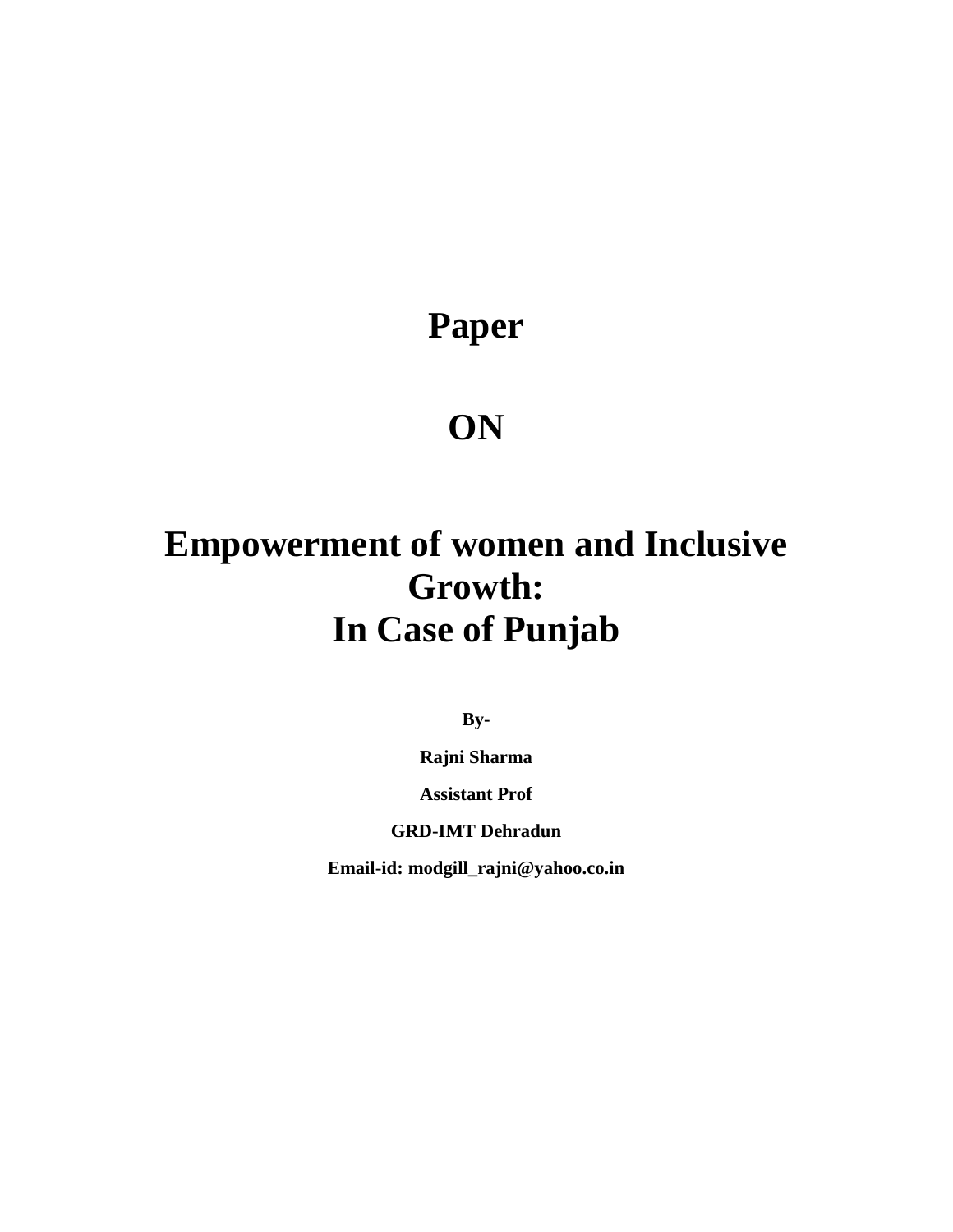# Paper

# ON

# Empowerment of women and Inclusive Growth: In Case of Punjab

**By-**

**Rajni Sharma**

**Assistant Prof**

**GRD-IMT Dehradun**

**Email-id: modgill_rajni@yahoo.co.in**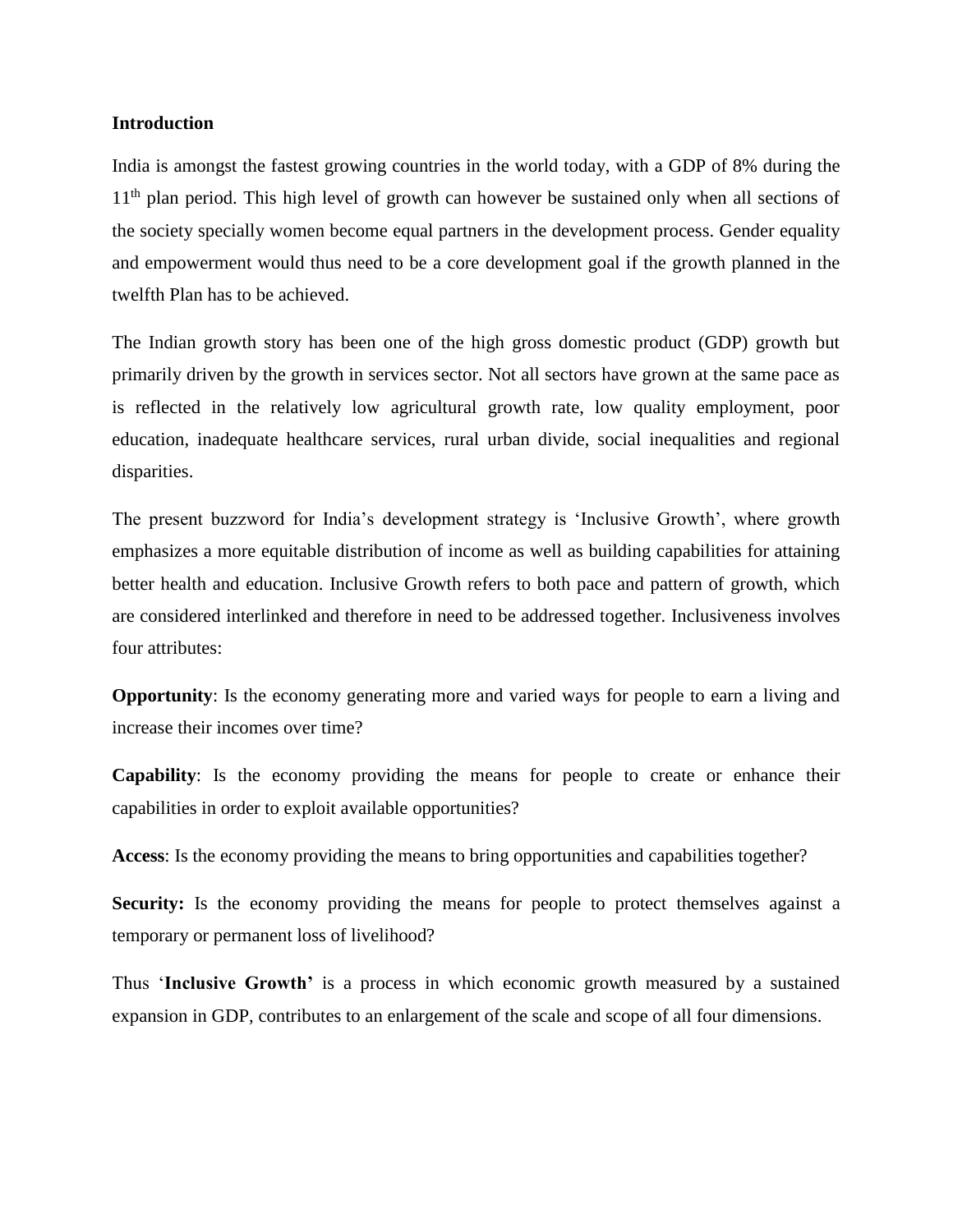**Introduction**

India is amongst the fastest growing countries in the world today, with a GDP of 8% during the 11th plan period. This high level of growth can however be sustained only when all sections of the society specially women become equal partners in the development process. Gender equality and empowerment would thus need to be a core development goal if the growth planned in the twelfth Plan has to be achieved.

The Indian growth story has been one of the high gross domestic product (GDP) growth but primarily driven by the growth in services sector. Not all sectors have grown at the same pace as is reflected in the relatively low agricultural growth rate, low quality employment, poor education, inadequate healthcare services, rural urban divide, social inequalities and regional disparities.

The present buzzword for India's development strategy is 'Inclusive Growth', where growth emphasizes a more equitable distribution of income as well as building capabilities for attaining better health and education. Inclusive Growth refers to both pace and pattern of growth, which are considered interlinked and therefore in need to be addressed together. Inclusiveness involves four attributes:

**Opportunity**: Is the economy generating more and varied ways for people to earn a living and increase their incomes over time?

**Capability**: Is the economy providing the means for people to create or enhance their capabilities in order to exploit available opportunities?

**Access**: Is the economy providing the means to bring opportunities and capabilities together?

**Security:** Is the economy providing the means for people to protect themselves against a temporary or permanent loss of livelihood?

Thus '**Inclusive Growth'** is a process in which economic growth measured by a sustained expansion in GDP, contributes to an enlargement of the scale and scope of all four dimensions.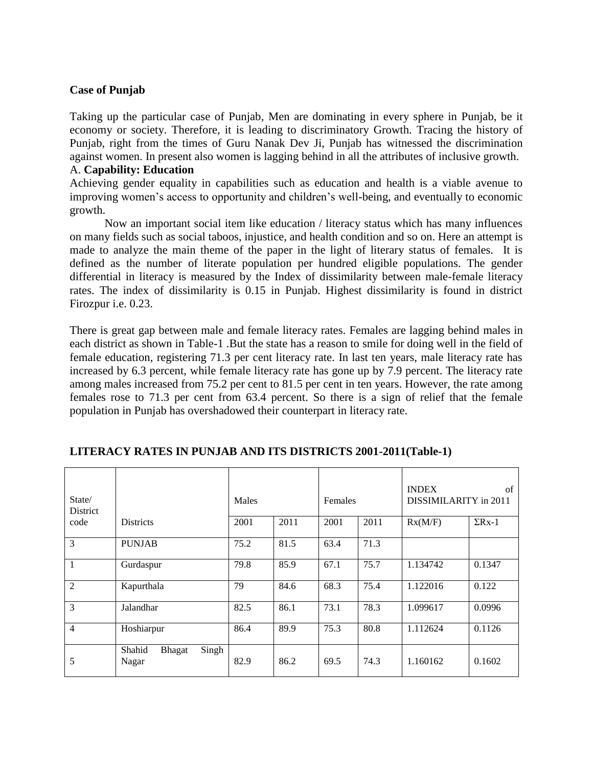**Case of Punjab**

Taking up the particular case of Punjab, Men are dominating in every sphere in Punjab, be it economy or society. Therefore, it is leading to discriminatory Growth. Tracing the history of Punjab, right from the times of Guru Nanak Dev Ji, Punjab has witnessed the discrimination against women. In present also women is lagging behind in all the attributes of inclusive growth.

A. **Capability: Education**

Achieving gender equality in capabilities such as education and health is a viable avenue to improving women's access to opportunity and children's well-being, and eventually to economic growth.

Now an important social item like education / literacy status which has many influences on many fields such as social taboos, injustice, and health condition and so on. Here an attempt is made to analyze the main theme of the paper in the light of literary status of females. It is defined as the number of literate population per hundred eligible populations. The gender differential in literacy is measured by the Index of dissimilarity between male-female literacy rates. The index of dissimilarity is 0.15 in Punjab. Highest dissimilarity is found in district Firozpur i.e. 0.23.

There is great gap between male and female literacy rates. Females are lagging behind males in each district as shown in Table-1 .But the state has a reason to smile for doing well in the field of female education, registering 71.3 per cent literacy rate. In last ten years, male literacy rate has increased by 6.3 percent, while female literacy rate has gone up by 7.9 percent. The literacy rate among males increased from 75.2 per cent to 81.5 per cent in ten years. However, the rate among females rose to 71.3 per cent from 63.4 percent. So there is a sign of relief that the female population in Punjab has overshadowed their counterpart in literacy rate.

**LITERACY RATES IN PUNJAB AND ITS DISTRICTS 2001-2011(Table-1)**

| State/ District code | Districts | Males | | Females | | INDEX of DISSIMILARITY in 2011 | |
|---|---|---|---|---|---|---|---|
| | | 2001 | 2011 | 2001 | 2011 | Rx(M/F) | ΣRx-1 |
| 3 | PUNJAB | 75.2 | 81.5 | 63.4 | 71.3 | | |
| 1 | Gurdaspur | 79.8 | 85.9 | 67.1 | 75.7 | 1.134742 | 0.1347 |
| 2 | Kapurthala | 79 | 84.6 | 68.3 | 75.4 | 1.122016 | 0.122 |
| 3 | Jalandhar | 82.5 | 86.1 | 73.1 | 78.3 | 1.099617 | 0.0996 |
| 4 | Hoshiarpur | 86.4 | 89.9 | 75.3 | 80.8 | 1.112624 | 0.1126 |
| 5 | Shahid Bhagat Singh Nagar | 82.9 | 86.2 | 69.5 | 74.3 | 1.160162 | 0.1602 |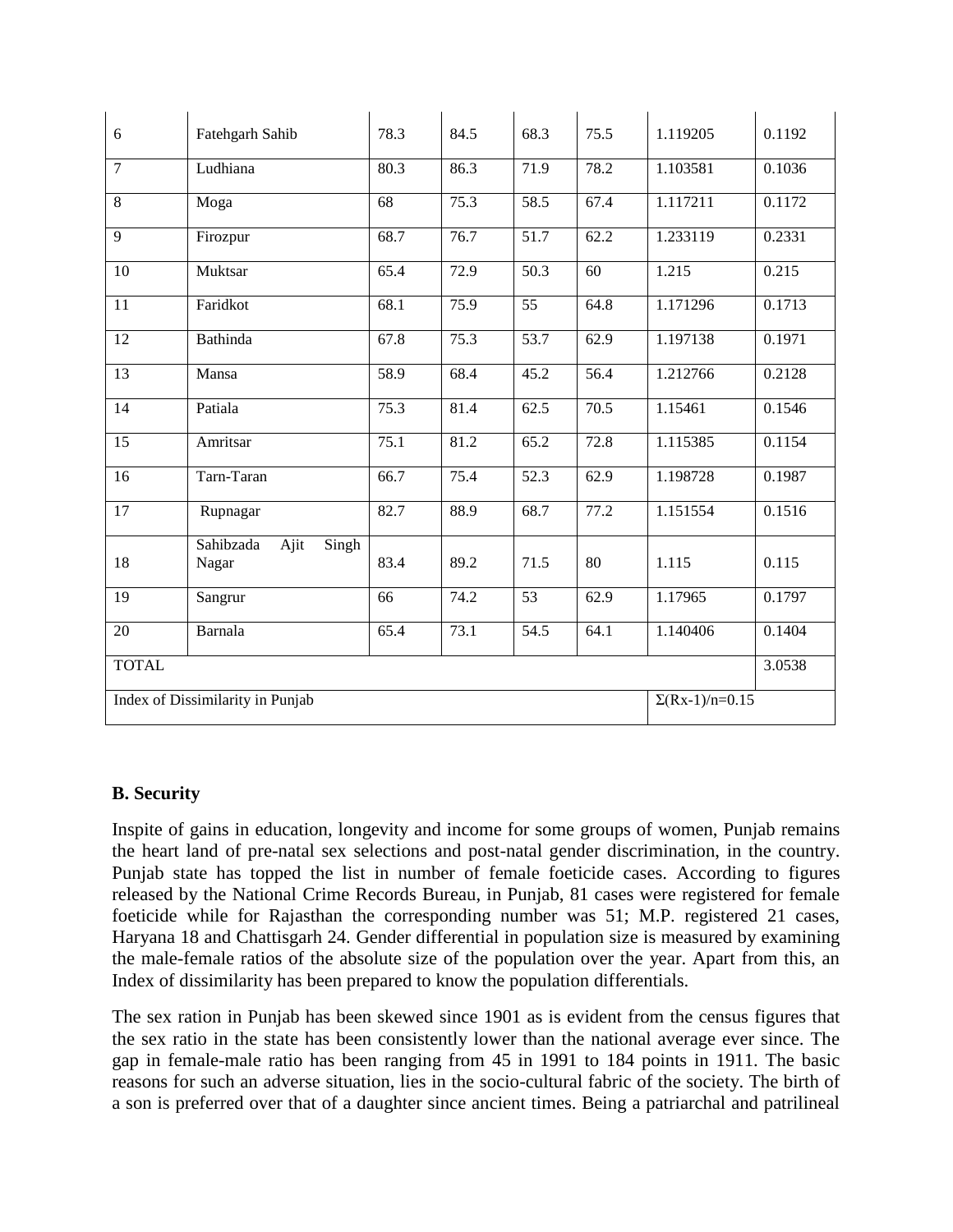| 6 | Fatehgarh Sahib | 78.3 | 84.5 | 68.3 | 75.5 | 1.119205 | 0.1192 |
|---|---|---|---|---|---|---|---|
| 7 | Ludhiana | 80.3 | 86.3 | 71.9 | 78.2 | 1.103581 | 0.1036 |
| 8 | Moga | 68 | 75.3 | 58.5 | 67.4 | 1.117211 | 0.1172 |
| 9 | Firozpur | 68.7 | 76.7 | 51.7 | 62.2 | 1.233119 | 0.2331 |
| 10 | Muktsar | 65.4 | 72.9 | 50.3 | 60 | 1.215 | 0.215 |
| 11 | Faridkot | 68.1 | 75.9 | 55 | 64.8 | 1.171296 | 0.1713 |
| 12 | Bathinda | 67.8 | 75.3 | 53.7 | 62.9 | 1.197138 | 0.1971 |
| 13 | Mansa | 58.9 | 68.4 | 45.2 | 56.4 | 1.212766 | 0.2128 |
| 14 | Patiala | 75.3 | 81.4 | 62.5 | 70.5 | 1.15461 | 0.1546 |
| 15 | Amritsar | 75.1 | 81.2 | 65.2 | 72.8 | 1.115385 | 0.1154 |
| 16 | Tarn-Taran | 66.7 | 75.4 | 52.3 | 62.9 | 1.198728 | 0.1987 |
| 17 | Rupnagar | 82.7 | 88.9 | 68.7 | 77.2 | 1.151554 | 0.1516 |
| 18 | Sahibzada Ajit Singh Nagar | 83.4 | 89.2 | 71.5 | 80 | 1.115 | 0.115 |
| 19 | Sangrur | 66 | 74.2 | 53 | 62.9 | 1.17965 | 0.1797 |
| 20 | Barnala | 65.4 | 73.1 | 54.5 | 64.1 | 1.140406 | 0.1404 |
| TOTAL | | | | | | | 3.0538 |
| Index of Dissimilarity in Punjab | | | | | | $\Sigma(Rx-1)/n=0.15$ | |

**B. Security**

Inspite of gains in education, longevity and income for some groups of women, Punjab remains the heart land of pre-natal sex selections and post-natal gender discrimination, in the country. Punjab state has topped the list in number of female foeticide cases. According to figures released by the National Crime Records Bureau, in Punjab, 81 cases were registered for female foeticide while for Rajasthan the corresponding number was 51; M.P. registered 21 cases, Haryana 18 and Chattisgarh 24. Gender differential in population size is measured by examining the male-female ratios of the absolute size of the population over the year. Apart from this, an Index of dissimilarity has been prepared to know the population differentials.

The sex ration in Punjab has been skewed since 1901 as is evident from the census figures that the sex ratio in the state has been consistently lower than the national average ever since. The gap in female-male ratio has been ranging from 45 in 1991 to 184 points in 1911. The basic reasons for such an adverse situation, lies in the socio-cultural fabric of the society. The birth of a son is preferred over that of a daughter since ancient times. Being a patriarchal and patrilineal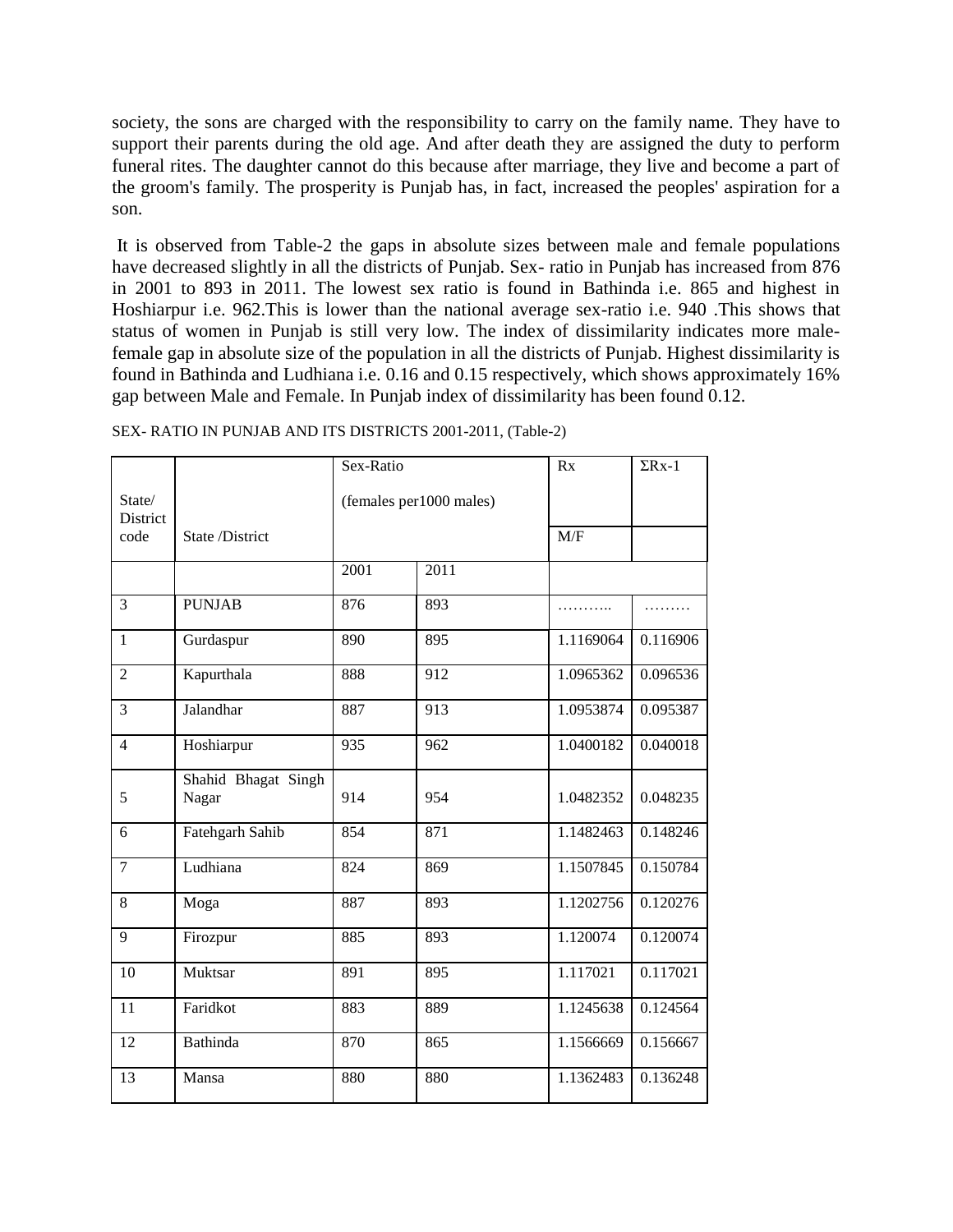society, the sons are charged with the responsibility to carry on the family name. They have to support their parents during the old age. And after death they are assigned the duty to perform funeral rites. The daughter cannot do this because after marriage, they live and become a part of the groom's family. The prosperity is Punjab has, in fact, increased the peoples' aspiration for a son.

It is observed from Table-2 the gaps in absolute sizes between male and female populations have decreased slightly in all the districts of Punjab. Sex- ratio in Punjab has increased from 876 in 2001 to 893 in 2011. The lowest sex ratio is found in Bathinda i.e. 865 and highest in Hoshiarpur i.e. 962.This is lower than the national average sex-ratio i.e. 940 .This shows that status of women in Punjab is still very low. The index of dissimilarity indicates more male-female gap in absolute size of the population in all the districts of Punjab. Highest dissimilarity is found in Bathinda and Ludhiana i.e. 0.16 and 0.15 respectively, which shows approximately 16% gap between Male and Female. In Punjab index of dissimilarity has been found 0.12.

SEX- RATIO IN PUNJAB AND ITS DISTRICTS 2001-2011, (Table-2)

| State/ District code | State /District | Sex-Ratio (females per1000 males) | | Rx M/F | ΣRx-1 |
|---|---|---|---|---|---|
| | | 2001 | 2011 | | |
| 3 | PUNJAB | 876 | 893 | ……….. | ……… |
| 1 | Gurdaspur | 890 | 895 | 1.1169064 | 0.116906 |
| 2 | Kapurthala | 888 | 912 | 1.0965362 | 0.096536 |
| 3 | Jalandhar | 887 | 913 | 1.0953874 | 0.095387 |
| 4 | Hoshiarpur | 935 | 962 | 1.0400182 | 0.040018 |
| 5 | Shahid Bhagat Singh Nagar | 914 | 954 | 1.0482352 | 0.048235 |
| 6 | Fatehgarh Sahib | 854 | 871 | 1.1482463 | 0.148246 |
| 7 | Ludhiana | 824 | 869 | 1.1507845 | 0.150784 |
| 8 | Moga | 887 | 893 | 1.1202756 | 0.120276 |
| 9 | Firozpur | 885 | 893 | 1.120074 | 0.120074 |
| 10 | Muktsar | 891 | 895 | 1.117021 | 0.117021 |
| 11 | Faridkot | 883 | 889 | 1.1245638 | 0.124564 |
| 12 | Bathinda | 870 | 865 | 1.1566669 | 0.156667 |
| 13 | Mansa | 880 | 880 | 1.1362483 | 0.136248 |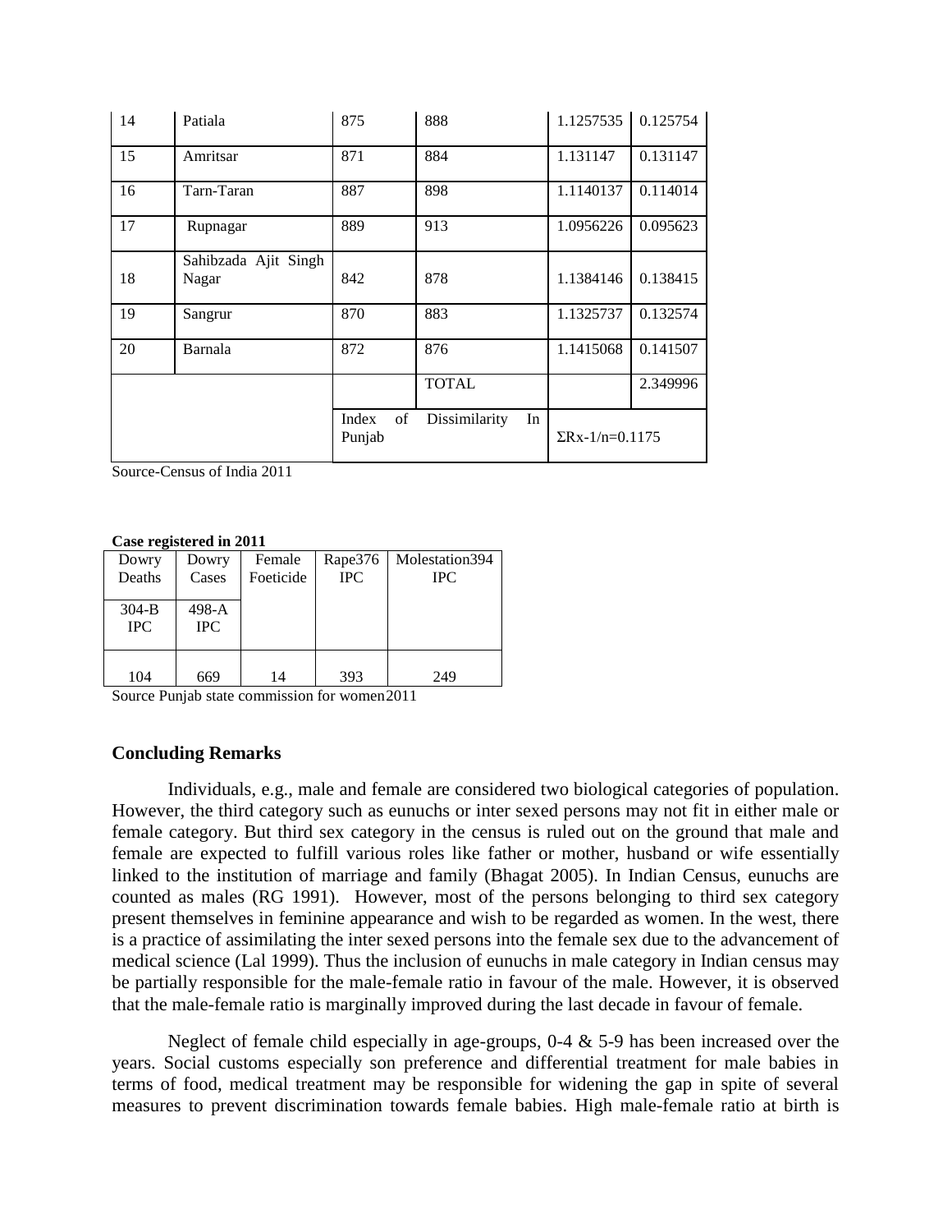| 14 | Patiala | 875 | 888 | 1.1257535 | 0.125754 |
|---|---|---|---|---|---|
| 15 | Amritsar | 871 | 884 | 1.131147 | 0.131147 |
| 16 | Tarn-Taran | 887 | 898 | 1.1140137 | 0.114014 |
| 17 | Rupnagar | 889 | 913 | 1.0956226 | 0.095623 |
| 18 | Sahibzada Ajit Singh Nagar | 842 | 878 | 1.1384146 | 0.138415 |
| 19 | Sangrur | 870 | 883 | 1.1325737 | 0.132574 |
| 20 | Barnala | 872 | 876 | 1.1415068 | 0.141507 |
| | | | TOTAL | | 2.349996 |
| | | Index of Dissimilarity In Punjab | | ΣRx-1/n=0.1175 | |

Source-Census of India 2011

**Case registered in 2011**

| Dowry Deaths 304-B IPC | Dowry Cases 498-A IPC | Female Foeticide | Rape376 IPC | Molestation394 IPC |
|---|---|---|---|---|
| 104 | 669 | 14 | 393 | 249 |

Source Punjab state commission for women2011

### Concluding Remarks

Individuals, e.g., male and female are considered two biological categories of population. However, the third category such as eunuchs or inter sexed persons may not fit in either male or female category. But third sex category in the census is ruled out on the ground that male and female are expected to fulfill various roles like father or mother, husband or wife essentially linked to the institution of marriage and family (Bhagat 2005). In Indian Census, eunuchs are counted as males (RG 1991). However, most of the persons belonging to third sex category present themselves in feminine appearance and wish to be regarded as women. In the west, there is a practice of assimilating the inter sexed persons into the female sex due to the advancement of medical science (Lal 1999). Thus the inclusion of eunuchs in male category in Indian census may be partially responsible for the male-female ratio in favour of the male. However, it is observed that the male-female ratio is marginally improved during the last decade in favour of female.

Neglect of female child especially in age-groups, 0-4 & 5-9 has been increased over the years. Social customs especially son preference and differential treatment for male babies in terms of food, medical treatment may be responsible for widening the gap in spite of several measures to prevent discrimination towards female babies. High male-female ratio at birth is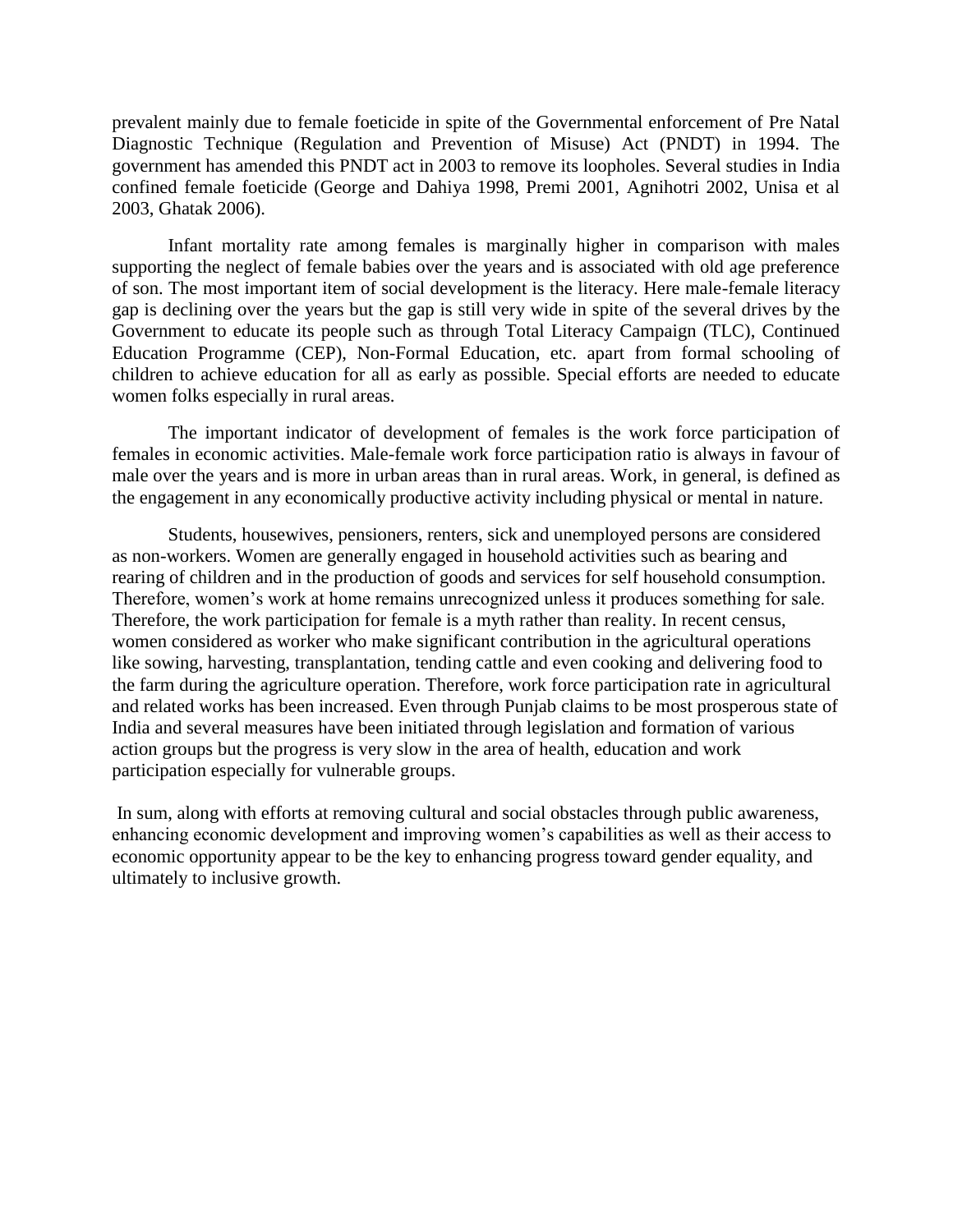prevalent mainly due to female foeticide in spite of the Governmental enforcement of Pre Natal Diagnostic Technique (Regulation and Prevention of Misuse) Act (PNDT) in 1994. The government has amended this PNDT act in 2003 to remove its loopholes. Several studies in India confined female foeticide (George and Dahiya 1998, Premi 2001, Agnihotri 2002, Unisa et al 2003, Ghatak 2006).

Infant mortality rate among females is marginally higher in comparison with males supporting the neglect of female babies over the years and is associated with old age preference of son. The most important item of social development is the literacy. Here male-female literacy gap is declining over the years but the gap is still very wide in spite of the several drives by the Government to educate its people such as through Total Literacy Campaign (TLC), Continued Education Programme (CEP), Non-Formal Education, etc. apart from formal schooling of children to achieve education for all as early as possible. Special efforts are needed to educate women folks especially in rural areas.

The important indicator of development of females is the work force participation of females in economic activities. Male-female work force participation ratio is always in favour of male over the years and is more in urban areas than in rural areas. Work, in general, is defined as the engagement in any economically productive activity including physical or mental in nature.

Students, housewives, pensioners, renters, sick and unemployed persons are considered as non-workers. Women are generally engaged in household activities such as bearing and rearing of children and in the production of goods and services for self household consumption. Therefore, women's work at home remains unrecognized unless it produces something for sale. Therefore, the work participation for female is a myth rather than reality. In recent census, women considered as worker who make significant contribution in the agricultural operations like sowing, harvesting, transplantation, tending cattle and even cooking and delivering food to the farm during the agriculture operation. Therefore, work force participation rate in agricultural and related works has been increased. Even through Punjab claims to be most prosperous state of India and several measures have been initiated through legislation and formation of various action groups but the progress is very slow in the area of health, education and work participation especially for vulnerable groups.

In sum, along with efforts at removing cultural and social obstacles through public awareness, enhancing economic development and improving women's capabilities as well as their access to economic opportunity appear to be the key to enhancing progress toward gender equality, and ultimately to inclusive growth.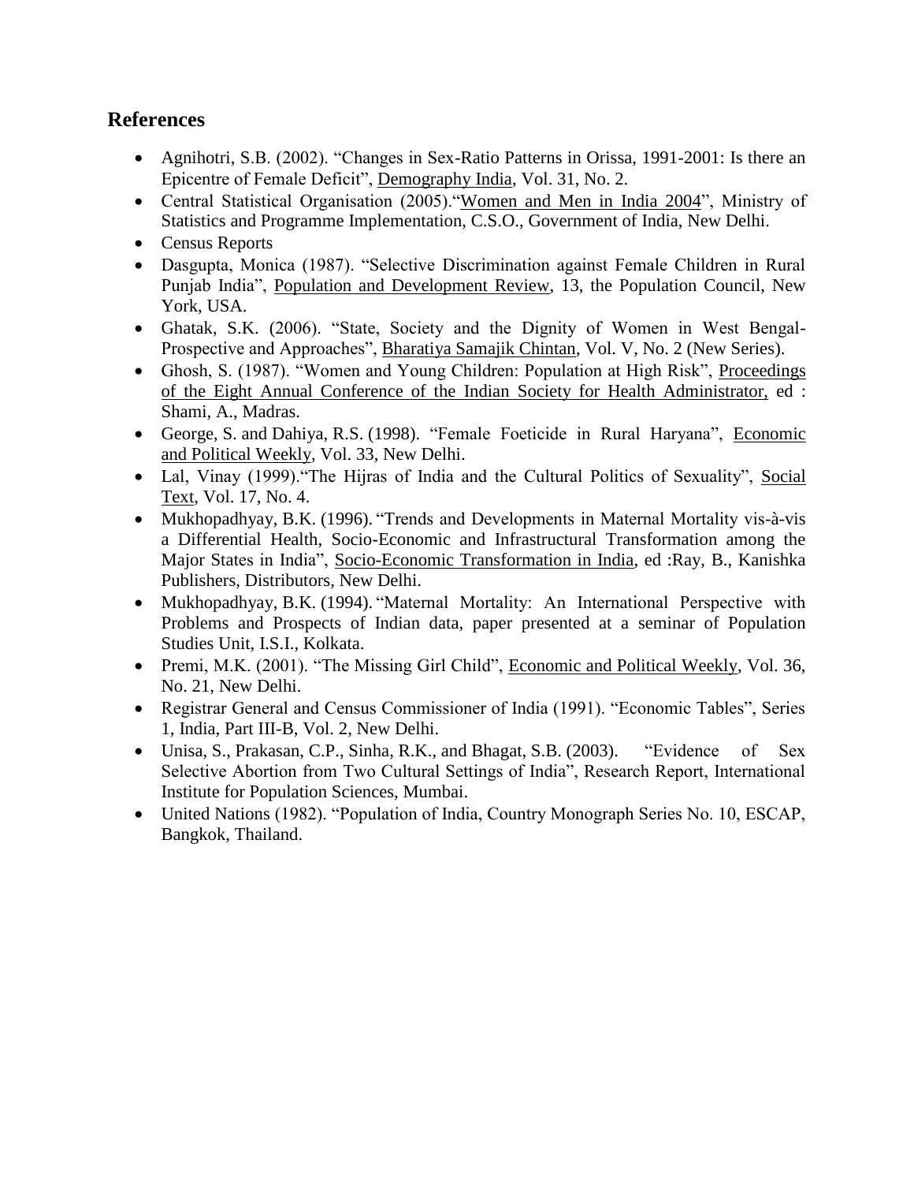## References

- Agnihotri, S.B. (2002). "Changes in Sex-Ratio Patterns in Orissa, 1991-2001: Is there an Epicentre of Female Deficit", Demography India, Vol. 31, No. 2.
- Central Statistical Organisation (2005)."Women and Men in India 2004", Ministry of Statistics and Programme Implementation, C.S.O., Government of India, New Delhi.
- Census Reports
- Dasgupta, Monica (1987). "Selective Discrimination against Female Children in Rural Punjab India", Population and Development Review, 13, the Population Council, New York, USA.
- Ghatak, S.K. (2006). "State, Society and the Dignity of Women in West Bengal-Prospective and Approaches", Bharatiya Samajik Chintan, Vol. V, No. 2 (New Series).
- Ghosh, S. (1987). "Women and Young Children: Population at High Risk", Proceedings of the Eight Annual Conference of the Indian Society for Health Administrator, ed : Shami, A., Madras.
- George, S. and Dahiya, R.S. (1998). "Female Foeticide in Rural Haryana", Economic and Political Weekly, Vol. 33, New Delhi.
- Lal, Vinay (1999)."The Hijras of India and the Cultural Politics of Sexuality", Social Text, Vol. 17, No. 4.
- Mukhopadhyay, B.K. (1996). "Trends and Developments in Maternal Mortality vis-à-vis a Differential Health, Socio-Economic and Infrastructural Transformation among the Major States in India", Socio-Economic Transformation in India, ed :Ray, B., Kanishka Publishers, Distributors, New Delhi.
- Mukhopadhyay, B.K. (1994). "Maternal Mortality: An International Perspective with Problems and Prospects of Indian data, paper presented at a seminar of Population Studies Unit, I.S.I., Kolkata.
- Premi, M.K. (2001). "The Missing Girl Child", Economic and Political Weekly, Vol. 36, No. 21, New Delhi.
- Registrar General and Census Commissioner of India (1991). "Economic Tables", Series 1, India, Part III-B, Vol. 2, New Delhi.
- Unisa, S., Prakasan, C.P., Sinha, R.K., and Bhagat, S.B. (2003). "Evidence of Sex Selective Abortion from Two Cultural Settings of India", Research Report, International Institute for Population Sciences, Mumbai.
- United Nations (1982). "Population of India, Country Monograph Series No. 10, ESCAP, Bangkok, Thailand.